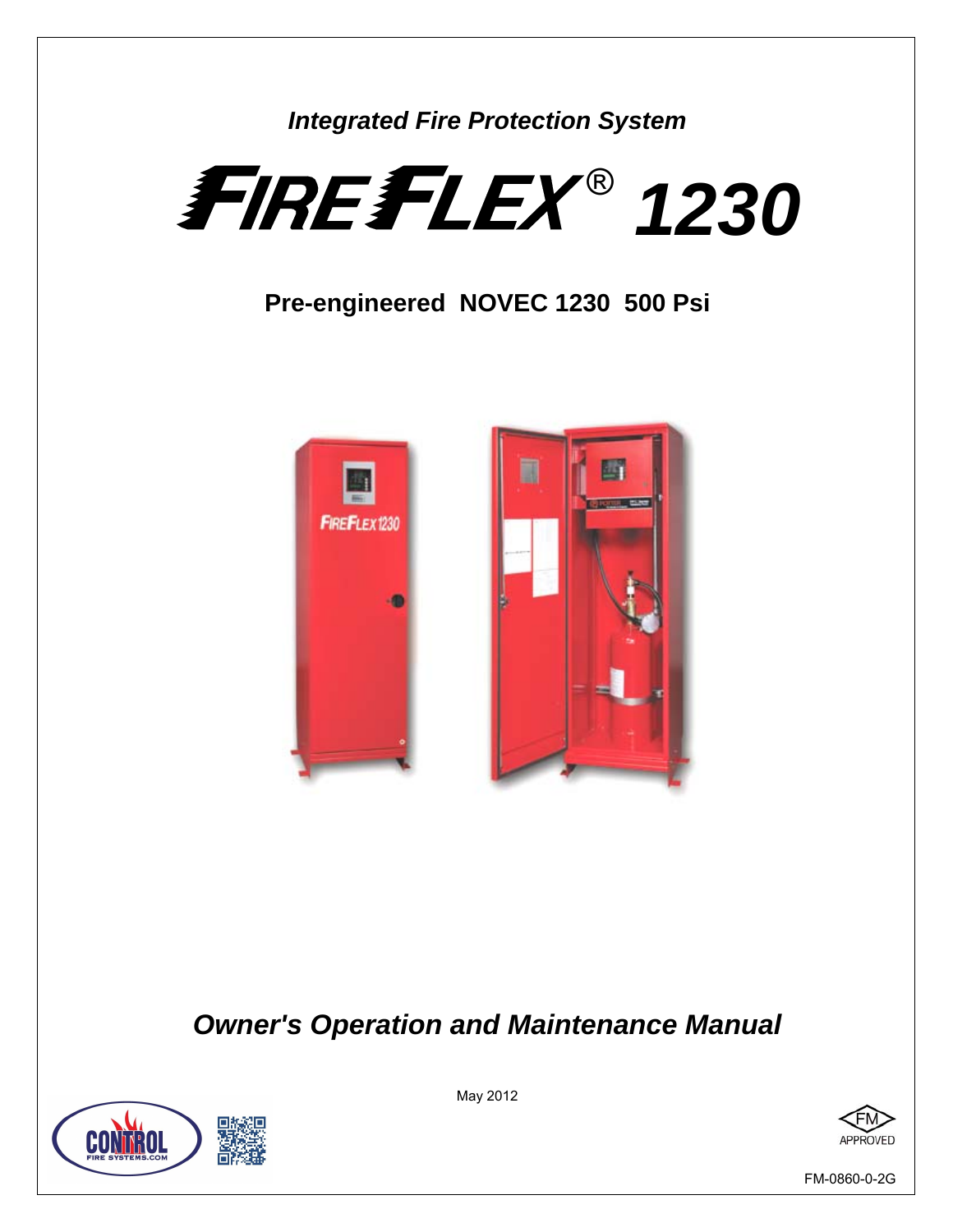*Integrated Fire Protection System*

# FIREFLEX® 1230

## Pre-engineered NOVEC 1230 500 Psi

## *Owner's Operation and Maintenance Manual*

May 2012

FM APPROVED

FM-0860-0-2G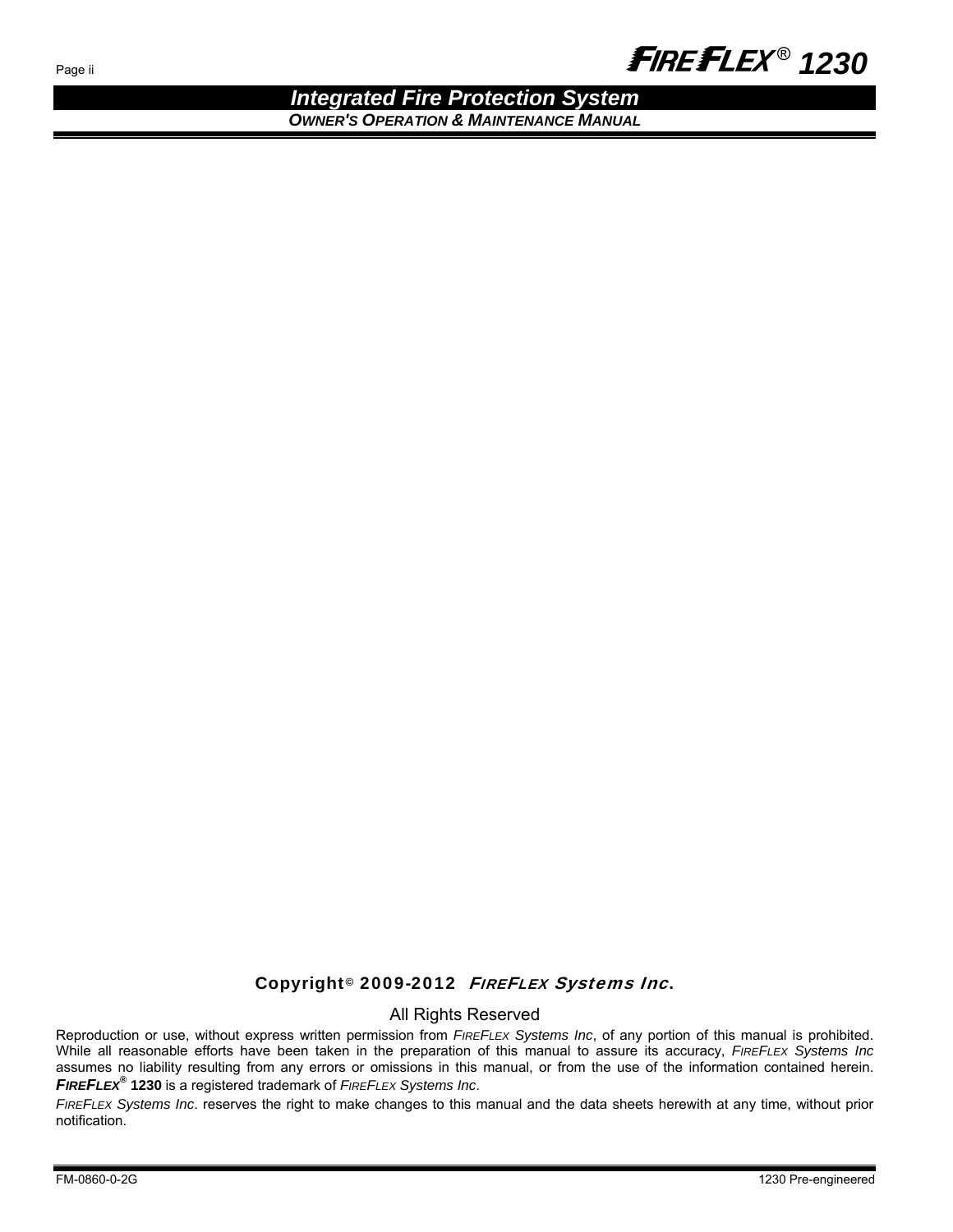**Copyright© 2009-2012 *FIREFLEX Systems Inc*.**

All Rights Reserved

Reproduction or use, without express written permission from *FIREFLEX Systems Inc*, of any portion of this manual is prohibited. While all reasonable efforts have been taken in the preparation of this manual to assure its accuracy, *FIREFLEX Systems Inc* assumes no liability resulting from any errors or omissions in this manual, or from the use of the information contained herein. ***FIREFLEX®* 1230** is a registered trademark of *FIREFLEX Systems Inc*.

*FIREFLEX Systems Inc*. reserves the right to make changes to this manual and the data sheets herewith at any time, without prior notification.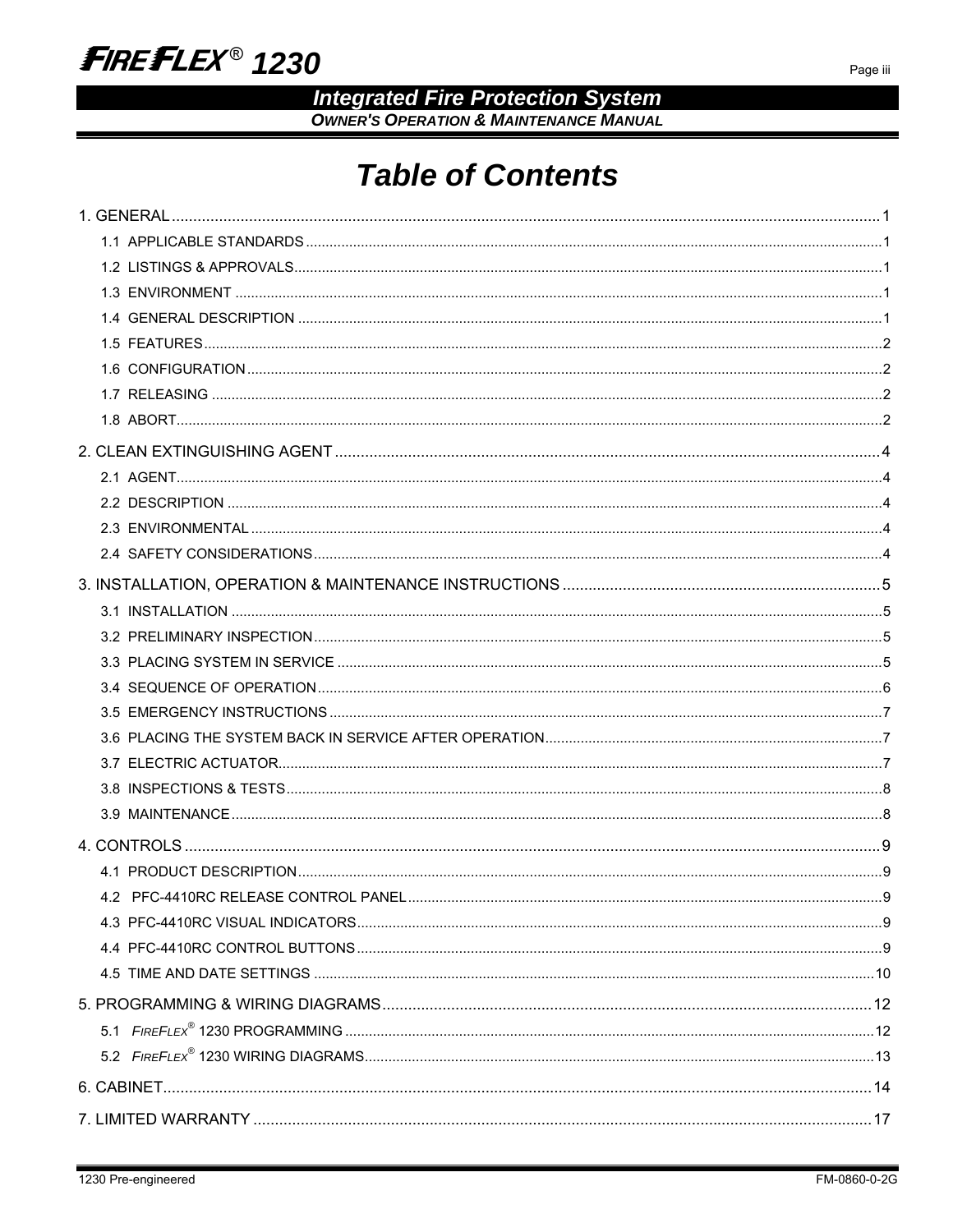# Table of Contents

1. GENERAL ........ 1
   - 1.1 APPLICABLE STANDARDS ........ 1
   - 1.2 LISTINGS & APPROVALS ........ 1
   - 1.3 ENVIRONMENT ........ 1
   - 1.4 GENERAL DESCRIPTION ........ 1
   - 1.5 FEATURES ........ 2
   - 1.6 CONFIGURATION ........ 2
   - 1.7 RELEASING ........ 2
   - 1.8 ABORT ........ 2
2. CLEAN EXTINGUISHING AGENT ........ 4
   - 2.1 AGENT ........ 4
   - 2.2 DESCRIPTION ........ 4
   - 2.3 ENVIRONMENTAL ........ 4
   - 2.4 SAFETY CONSIDERATIONS ........ 4
3. INSTALLATION, OPERATION & MAINTENANCE INSTRUCTIONS ........ 5
   - 3.1 INSTALLATION ........ 5
   - 3.2 PRELIMINARY INSPECTION ........ 5
   - 3.3 PLACING SYSTEM IN SERVICE ........ 5
   - 3.4 SEQUENCE OF OPERATION ........ 6
   - 3.5 EMERGENCY INSTRUCTIONS ........ 7
   - 3.6 PLACING THE SYSTEM BACK IN SERVICE AFTER OPERATION ........ 7
   - 3.7 ELECTRIC ACTUATOR ........ 7
   - 3.8 INSPECTIONS & TESTS ........ 8
   - 3.9 MAINTENANCE ........ 8
4. CONTROLS ........ 9
   - 4.1 PRODUCT DESCRIPTION ........ 9
   - 4.2 PFC-4410RC RELEASE CONTROL PANEL ........ 9
   - 4.3 PFC-4410RC VISUAL INDICATORS ........ 9
   - 4.4 PFC-4410RC CONTROL BUTTONS ........ 9
   - 4.5 TIME AND DATE SETTINGS ........ 10
5. PROGRAMMING & WIRING DIAGRAMS ........ 12
   - 5.1 FIREFLEX® 1230 PROGRAMMING ........ 12
   - 5.2 FIREFLEX® 1230 WIRING DIAGRAMS ........ 13
6. CABINET ........ 14
7. LIMITED WARRANTY ........ 17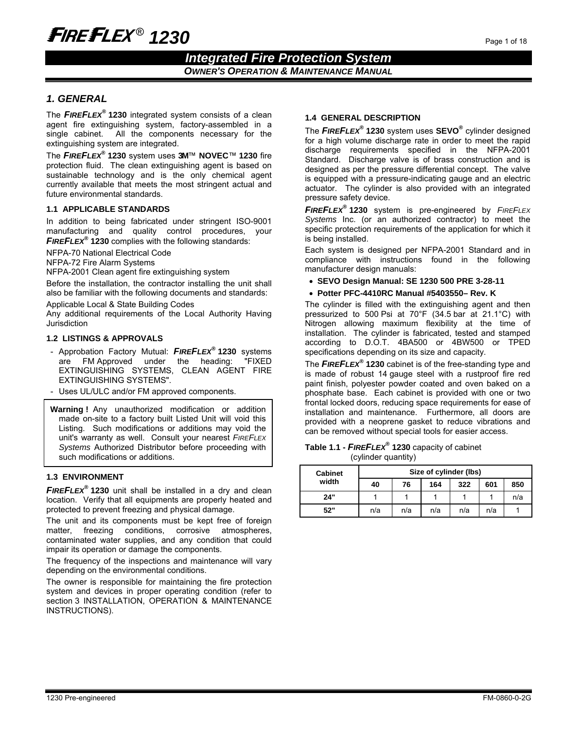# *FIREFLEX*® 1230

## *Integrated Fire Protection System*

### *OWNER'S OPERATION & MAINTENANCE MANUAL*

## *1. GENERAL*

The ***FIREFLEX***® **1230** integrated system consists of a clean agent fire extinguishing system, factory-assembled in a single cabinet. All the components necessary for the extinguishing system are integrated.

The ***FIREFLEX***® **1230** system uses **3M**™ **NOVEC**™ **1230** fire protection fluid. The clean extinguishing agent is based on sustainable technology and is the only chemical agent currently available that meets the most stringent actual and future environmental standards.

### 1.1 APPLICABLE STANDARDS

In addition to being fabricated under stringent ISO-9001 manufacturing and quality control procedures, your ***FIREFLEX***® **1230** complies with the following standards:

NFPA-70 National Electrical Code
NFPA-72 Fire Alarm Systems
NFPA-2001 Clean agent fire extinguishing system

Before the installation, the contractor installing the unit shall also be familiar with the following documents and standards:

Applicable Local & State Building Codes
Any additional requirements of the Local Authority Having Jurisdiction

### 1.2 LISTINGS & APPROVALS

- Approbation Factory Mutual: ***FIREFLEX***® **1230** systems are FM Approved under the heading: "FIXED EXTINGUISHING SYSTEMS, CLEAN AGENT FIRE EXTINGUISHING SYSTEMS".
- Uses UL/ULC and/or FM approved components.

> **Warning !** Any unauthorized modification or addition made on-site to a factory built Listed Unit will void this Listing. Such modifications or additions may void the unit's warranty as well. Consult your nearest *FIREFLEX Systems* Authorized Distributor before proceeding with such modifications or additions.

### 1.3 ENVIRONMENT

***FIREFLEX***® **1230** unit shall be installed in a dry and clean location. Verify that all equipments are properly heated and protected to prevent freezing and physical damage.

The unit and its components must be kept free of foreign matter, freezing conditions, corrosive atmospheres, contaminated water supplies, and any condition that could impair its operation or damage the components.

The frequency of the inspections and maintenance will vary depending on the environmental conditions.

The owner is responsible for maintaining the fire protection system and devices in proper operating condition (refer to section 3 INSTALLATION, OPERATION & MAINTENANCE INSTRUCTIONS).

### 1.4 GENERAL DESCRIPTION

The ***FIREFLEX***® **1230** system uses **SEVO**® cylinder designed for a high volume discharge rate in order to meet the rapid discharge requirements specified in the NFPA-2001 Standard. Discharge valve is of brass construction and is designed as per the pressure differential concept. The valve is equipped with a pressure-indicating gauge and an electric actuator. The cylinder is also provided with an integrated pressure safety device.

***FIREFLEX***® **1230** system is pre-engineered by *FIREFLEX Systems* Inc. (or an authorized contractor) to meet the specific protection requirements of the application for which it is being installed.

Each system is designed per NFPA-2001 Standard and in compliance with instructions found in the following manufacturer design manuals:

- **SEVO Design Manual: SE 1230 500 PRE 3-28-11**
- **Potter PFC-4410RC Manual #5403550– Rev. K**

The cylinder is filled with the extinguishing agent and then pressurized to 500 Psi at 70°F (34.5 bar at 21.1°C) with Nitrogen allowing maximum flexibility at the time of installation. The cylinder is fabricated, tested and stamped according to D.O.T. 4BA500 or 4BW500 or TPED specifications depending on its size and capacity.

The ***FIREFLEX***® **1230** cabinet is of the free-standing type and is made of robust 14 gauge steel with a rustproof fire red paint finish, polyester powder coated and oven baked on a phosphate base. Each cabinet is provided with one or two frontal locked doors, reducing space requirements for ease of installation and maintenance. Furthermore, all doors are provided with a neoprene gasket to reduce vibrations and can be removed without special tools for easier access.

**Table 1.1 - *FIREFLEX*® 1230** capacity of cabinet (cylinder quantity)

| Cabinet width | Size of cylinder (lbs) | | | | | |
|---|---|---|---|---|---|---|
| | 40 | 76 | 164 | 322 | 601 | 850 |
| **24"** | 1 | 1 | 1 | 1 | 1 | n/a |
| **52"** | n/a | n/a | n/a | n/a | n/a | 1 |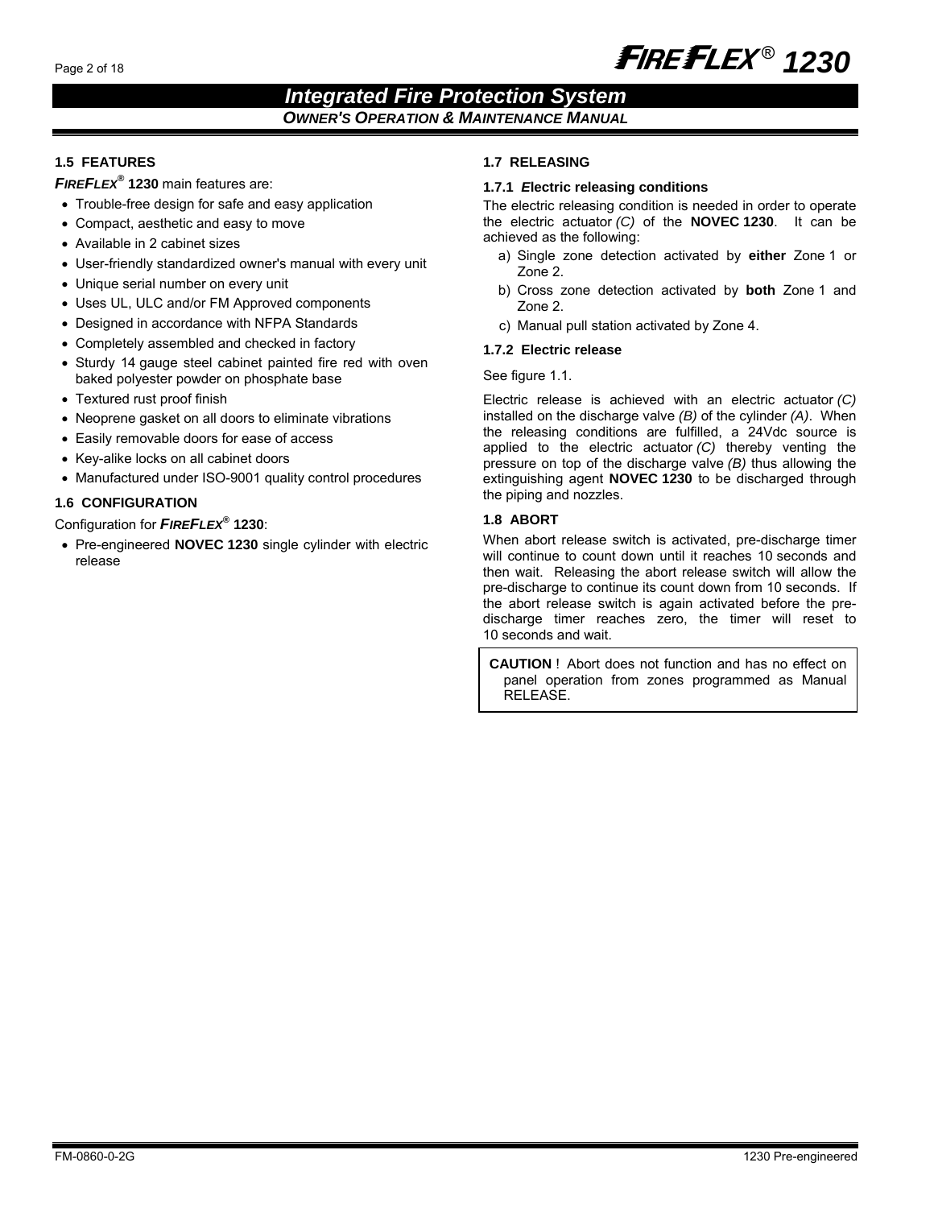### 1.5 FEATURES

***FIREFLEX®* 1230** main features are:

- Trouble-free design for safe and easy application
- Compact, aesthetic and easy to move
- Available in 2 cabinet sizes
- User-friendly standardized owner's manual with every unit
- Unique serial number on every unit
- Uses UL, ULC and/or FM Approved components
- Designed in accordance with NFPA Standards
- Completely assembled and checked in factory
- Sturdy 14 gauge steel cabinet painted fire red with oven baked polyester powder on phosphate base
- Textured rust proof finish
- Neoprene gasket on all doors to eliminate vibrations
- Easily removable doors for ease of access
- Key-alike locks on all cabinet doors
- Manufactured under ISO-9001 quality control procedures

### 1.6 CONFIGURATION

Configuration for ***FIREFLEX®* 1230**:

- Pre-engineered **NOVEC 1230** single cylinder with electric release

### 1.7 RELEASING

#### 1.7.1 Electric releasing conditions

The electric releasing condition is needed in order to operate the electric actuator *(C)* of the **NOVEC 1230**. It can be achieved as the following:

a) Single zone detection activated by **either** Zone 1 or Zone 2.
b) Cross zone detection activated by **both** Zone 1 and Zone 2.
c) Manual pull station activated by Zone 4.

#### 1.7.2 Electric release

See figure 1.1.

Electric release is achieved with an electric actuator *(C)* installed on the discharge valve *(B)* of the cylinder *(A)*. When the releasing conditions are fulfilled, a 24Vdc source is applied to the electric actuator *(C)* thereby venting the pressure on top of the discharge valve *(B)* thus allowing the extinguishing agent **NOVEC 1230** to be discharged through the piping and nozzles.

### 1.8 ABORT

When abort release switch is activated, pre-discharge timer will continue to count down until it reaches 10 seconds and then wait. Releasing the abort release switch will allow the pre-discharge to continue its count down from 10 seconds. If the abort release switch is again activated before the pre-discharge timer reaches zero, the timer will reset to 10 seconds and wait.

**CAUTION** ! Abort does not function and has no effect on panel operation from zones programmed as Manual RELEASE.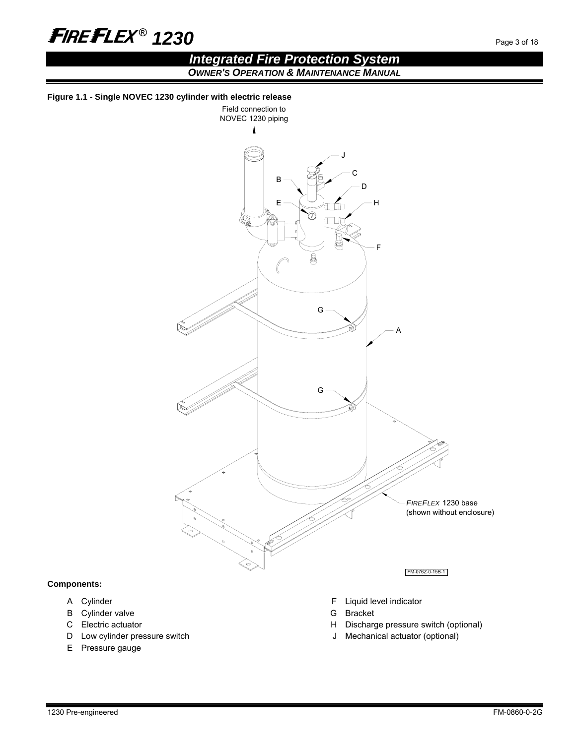**Figure 1.1 - Single NOVEC 1230 cylinder with electric release**

**Components:**

- A Cylinder
- B Cylinder valve
- C Electric actuator
- D Low cylinder pressure switch
- E Pressure gauge
- F Liquid level indicator
- G Bracket
- H Discharge pressure switch (optional)
- J Mechanical actuator (optional)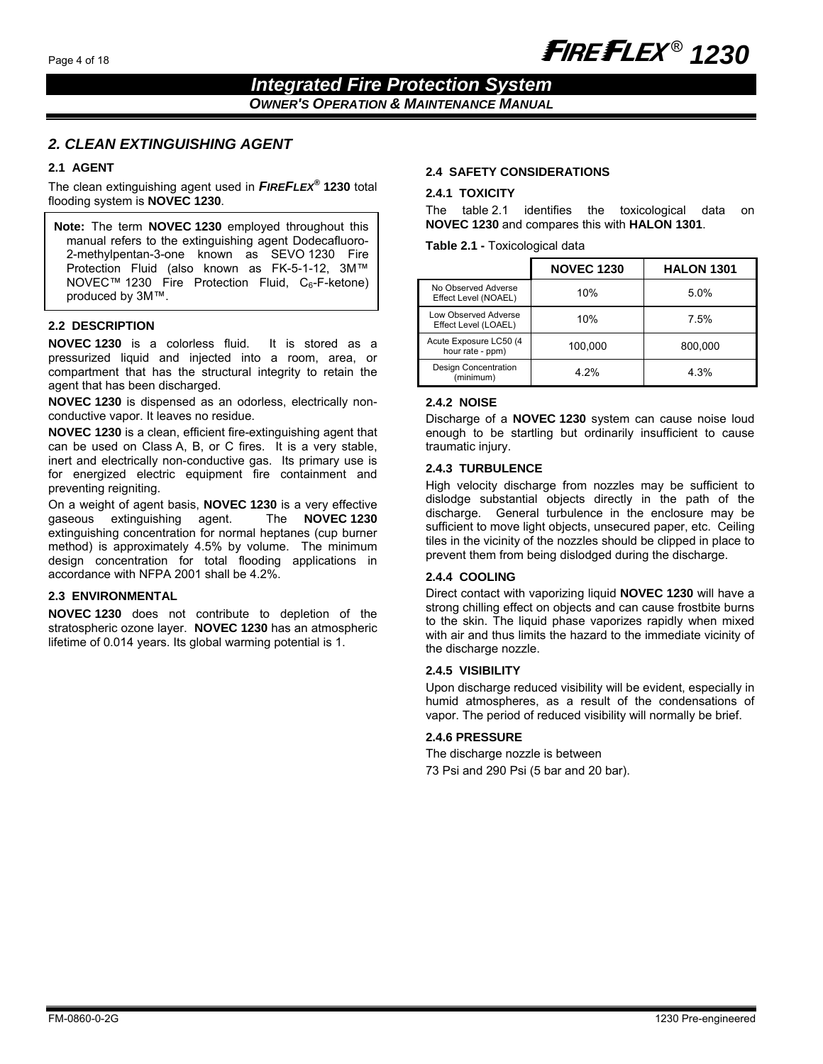## *2. CLEAN EXTINGUISHING AGENT*

### 2.1 AGENT

The clean extinguishing agent used in ***FIREFLEX***® **1230** total flooding system is **NOVEC 1230**.

> **Note:** The term **NOVEC 1230** employed throughout this manual refers to the extinguishing agent Dodecafluoro-2-methylpentan-3-one known as SEVO 1230 Fire Protection Fluid (also known as FK-5-1-12, 3M™ NOVEC™ 1230 Fire Protection Fluid, $C_6$-F-ketone) produced by 3M™.

### 2.2 DESCRIPTION

**NOVEC 1230** is a colorless fluid. It is stored as a pressurized liquid and injected into a room, area, or compartment that has the structural integrity to retain the agent that has been discharged.

**NOVEC 1230** is dispensed as an odorless, electrically non-conductive vapor. It leaves no residue.

**NOVEC 1230** is a clean, efficient fire-extinguishing agent that can be used on Class A, B, or C fires. It is a very stable, inert and electrically non-conductive gas. Its primary use is for energized electric equipment fire containment and preventing reigniting.

On a weight of agent basis, **NOVEC 1230** is a very effective gaseous extinguishing agent. The **NOVEC 1230** extinguishing concentration for normal heptanes (cup burner method) is approximately 4.5% by volume. The minimum design concentration for total flooding applications in accordance with NFPA 2001 shall be 4.2%.

### 2.3 ENVIRONMENTAL

**NOVEC 1230** does not contribute to depletion of the stratospheric ozone layer. **NOVEC 1230** has an atmospheric lifetime of 0.014 years. Its global warming potential is 1.

### 2.4 SAFETY CONSIDERATIONS

#### 2.4.1 TOXICITY

The table 2.1 identifies the toxicological data on **NOVEC 1230** and compares this with **HALON 1301**.

**Table 2.1 -** Toxicological data

| | NOVEC 1230 | HALON 1301 |
|---|---|---|
| No Observed Adverse Effect Level (NOAEL) | 10% | 5.0% |
| Low Observed Adverse Effect Level (LOAEL) | 10% | 7.5% |
| Acute Exposure LC50 (4 hour rate - ppm) | 100,000 | 800,000 |
| Design Concentration (minimum) | 4.2% | 4.3% |

#### 2.4.2 NOISE

Discharge of a **NOVEC 1230** system can cause noise loud enough to be startling but ordinarily insufficient to cause traumatic injury.

#### 2.4.3 TURBULENCE

High velocity discharge from nozzles may be sufficient to dislodge substantial objects directly in the path of the discharge. General turbulence in the enclosure may be sufficient to move light objects, unsecured paper, etc. Ceiling tiles in the vicinity of the nozzles should be clipped in place to prevent them from being dislodged during the discharge.

#### 2.4.4 COOLING

Direct contact with vaporizing liquid **NOVEC 1230** will have a strong chilling effect on objects and can cause frostbite burns to the skin. The liquid phase vaporizes rapidly when mixed with air and thus limits the hazard to the immediate vicinity of the discharge nozzle.

#### 2.4.5 VISIBILITY

Upon discharge reduced visibility will be evident, especially in humid atmospheres, as a result of the condensations of vapor. The period of reduced visibility will normally be brief.

#### 2.4.6 PRESSURE

The discharge nozzle is between

73 Psi and 290 Psi (5 bar and 20 bar).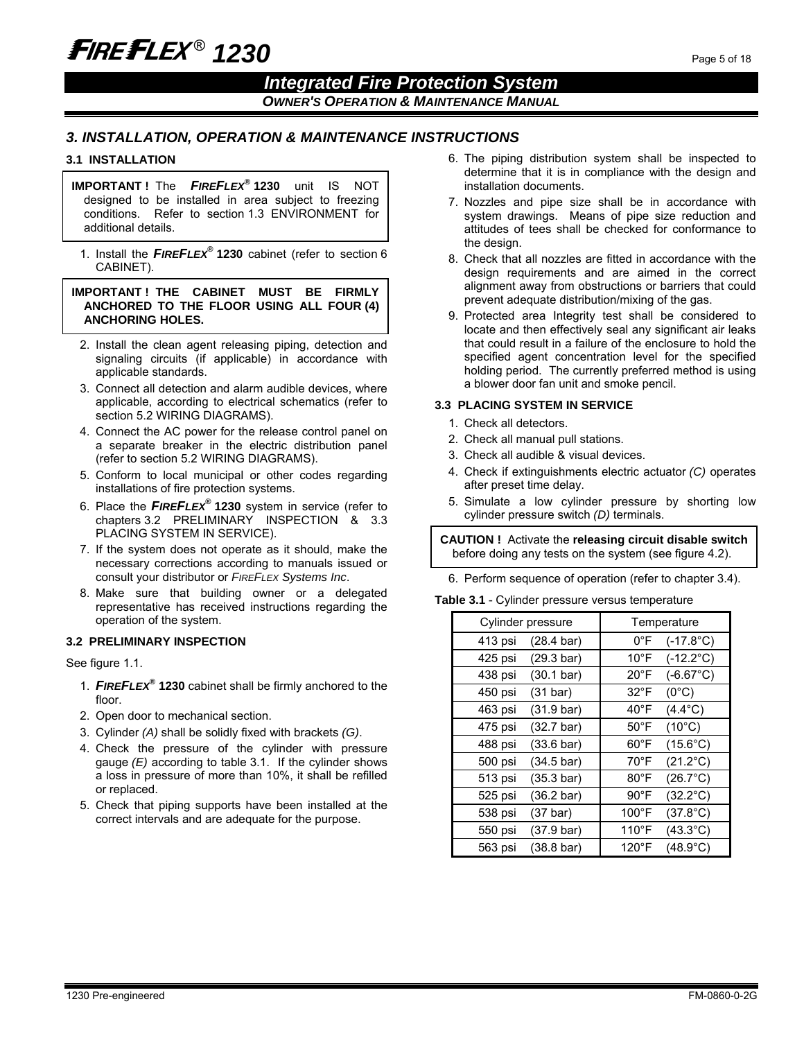## 3. INSTALLATION, OPERATION & MAINTENANCE INSTRUCTIONS

### 3.1 INSTALLATION

**IMPORTANT !** The ***FIREFLEX*® 1230** unit IS NOT designed to be installed in area subject to freezing conditions. Refer to section 1.3 ENVIRONMENT for additional details.

1. Install the ***FIREFLEX*® 1230** cabinet (refer to section 6 CABINET).

**IMPORTANT ! THE CABINET MUST BE FIRMLY ANCHORED TO THE FLOOR USING ALL FOUR (4) ANCHORING HOLES.**

2. Install the clean agent releasing piping, detection and signaling circuits (if applicable) in accordance with applicable standards.
3. Connect all detection and alarm audible devices, where applicable, according to electrical schematics (refer to section 5.2 WIRING DIAGRAMS).
4. Connect the AC power for the release control panel on a separate breaker in the electric distribution panel (refer to section 5.2 WIRING DIAGRAMS).
5. Conform to local municipal or other codes regarding installations of fire protection systems.
6. Place the ***FIREFLEX*® 1230** system in service (refer to chapters 3.2 PRELIMINARY INSPECTION & 3.3 PLACING SYSTEM IN SERVICE).
7. If the system does not operate as it should, make the necessary corrections according to manuals issued or consult your distributor or *FIREFLEX Systems Inc*.
8. Make sure that building owner or a delegated representative has received instructions regarding the operation of the system.

### 3.2 PRELIMINARY INSPECTION

See figure 1.1.

1. ***FIREFLEX*® 1230** cabinet shall be firmly anchored to the floor.
2. Open door to mechanical section.
3. Cylinder *(A)* shall be solidly fixed with brackets *(G)*.
4. Check the pressure of the cylinder with pressure gauge *(E)* according to table 3.1. If the cylinder shows a loss in pressure of more than 10%, it shall be refilled or replaced.
5. Check that piping supports have been installed at the correct intervals and are adequate for the purpose.
6. The piping distribution system shall be inspected to determine that it is in compliance with the design and installation documents.
7. Nozzles and pipe size shall be in accordance with system drawings. Means of pipe size reduction and attitudes of tees shall be checked for conformance to the design.
8. Check that all nozzles are fitted in accordance with the design requirements and are aimed in the correct alignment away from obstructions or barriers that could prevent adequate distribution/mixing of the gas.
9. Protected area Integrity test shall be considered to locate and then effectively seal any significant air leaks that could result in a failure of the enclosure to hold the specified agent concentration level for the specified holding period. The currently preferred method is using a blower door fan unit and smoke pencil.

### 3.3 PLACING SYSTEM IN SERVICE

1. Check all detectors.
2. Check all manual pull stations.
3. Check all audible & visual devices.
4. Check if extinguishments electric actuator *(C)* operates after preset time delay.
5. Simulate a low cylinder pressure by shorting low cylinder pressure switch *(D)* terminals.

**CAUTION !** Activate the **releasing circuit disable switch** before doing any tests on the system (see figure 4.2).

6. Perform sequence of operation (refer to chapter 3.4).

**Table 3.1** - Cylinder pressure versus temperature

| Cylinder pressure | Temperature |
|---|---|
| 413 psi (28.4 bar) | 0°F (-17.8°C) |
| 425 psi (29.3 bar) | 10°F (-12.2°C) |
| 438 psi (30.1 bar) | 20°F (-6.67°C) |
| 450 psi (31 bar) | 32°F (0°C) |
| 463 psi (31.9 bar) | 40°F (4.4°C) |
| 475 psi (32.7 bar) | 50°F (10°C) |
| 488 psi (33.6 bar) | 60°F (15.6°C) |
| 500 psi (34.5 bar) | 70°F (21.2°C) |
| 513 psi (35.3 bar) | 80°F (26.7°C) |
| 525 psi (36.2 bar) | 90°F (32.2°C) |
| 538 psi (37 bar) | 100°F (37.8°C) |
| 550 psi (37.9 bar) | 110°F (43.3°C) |
| 563 psi (38.8 bar) | 120°F (48.9°C) |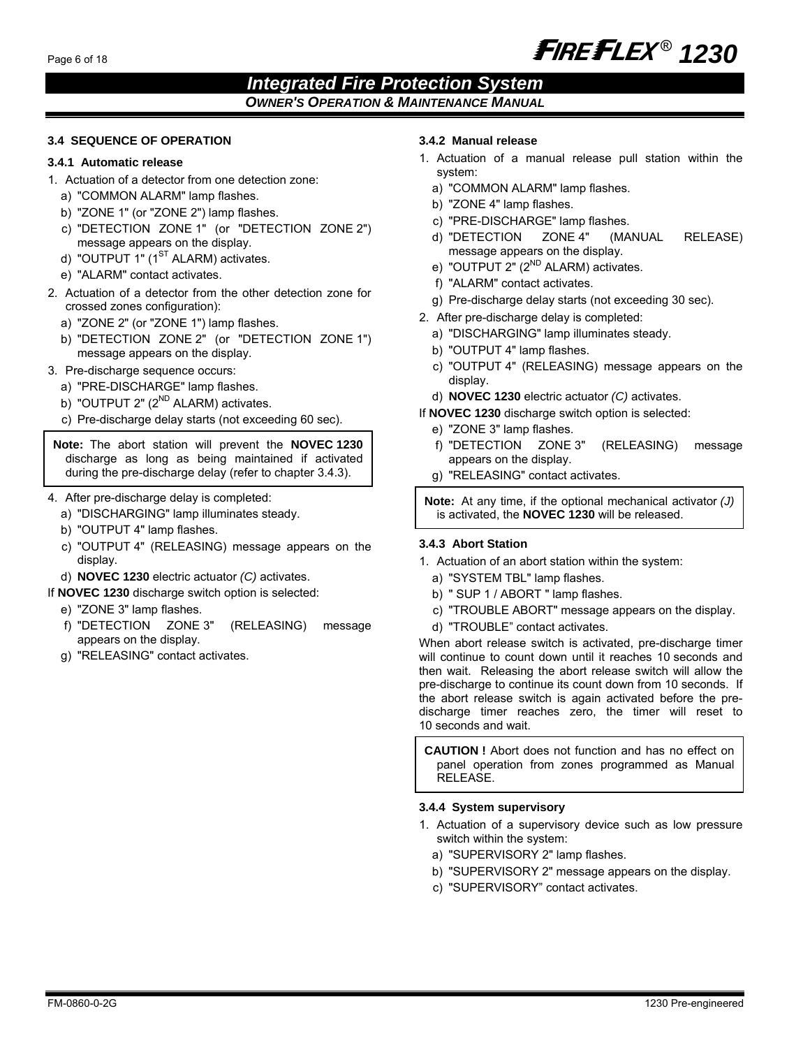### 3.4 SEQUENCE OF OPERATION

#### 3.4.1 Automatic release

1. Actuation of a detector from one detection zone:
   a) "COMMON ALARM" lamp flashes.
   b) "ZONE 1" (or "ZONE 2") lamp flashes.
   c) "DETECTION ZONE 1" (or "DETECTION ZONE 2") message appears on the display.
   d) "OUTPUT 1" (1$^{ST}$ ALARM) activates.
   e) "ALARM" contact activates.
2. Actuation of a detector from the other detection zone for crossed zones configuration):
   a) "ZONE 2" (or "ZONE 1") lamp flashes.
   b) "DETECTION ZONE 2" (or "DETECTION ZONE 1") message appears on the display.
3. Pre-discharge sequence occurs:
   a) "PRE-DISCHARGE" lamp flashes.
   b) "OUTPUT 2" (2$^{ND}$ ALARM) activates.
   c) Pre-discharge delay starts (not exceeding 60 sec).

> **Note:** The abort station will prevent the **NOVEC 1230** discharge as long as being maintained if activated during the pre-discharge delay (refer to chapter 3.4.3).

4. After pre-discharge delay is completed:
   a) "DISCHARGING" lamp illuminates steady.
   b) "OUTPUT 4" lamp flashes.
   c) "OUTPUT 4" (RELEASING) message appears on the display.
   d) **NOVEC 1230** electric actuator *(C)* activates.

If **NOVEC 1230** discharge switch option is selected:
   e) "ZONE 3" lamp flashes.
   f) "DETECTION ZONE 3" (RELEASING) message appears on the display.
   g) "RELEASING" contact activates.

#### 3.4.2 Manual release

1. Actuation of a manual release pull station within the system:
   a) "COMMON ALARM" lamp flashes.
   b) "ZONE 4" lamp flashes.
   c) "PRE-DISCHARGE" lamp flashes.
   d) "DETECTION ZONE 4" (MANUAL RELEASE) message appears on the display.
   e) "OUTPUT 2" (2$^{ND}$ ALARM) activates.
   f) "ALARM" contact activates.
   g) Pre-discharge delay starts (not exceeding 30 sec).
2. After pre-discharge delay is completed:
   a) "DISCHARGING" lamp illuminates steady.
   b) "OUTPUT 4" lamp flashes.
   c) "OUTPUT 4" (RELEASING) message appears on the display.
   d) **NOVEC 1230** electric actuator *(C)* activates.

If **NOVEC 1230** discharge switch option is selected:
   e) "ZONE 3" lamp flashes.
   f) "DETECTION ZONE 3" (RELEASING) message appears on the display.
   g) "RELEASING" contact activates.

> **Note:** At any time, if the optional mechanical activator *(J)* is activated, the **NOVEC 1230** will be released.

#### 3.4.3 Abort Station

1. Actuation of an abort station within the system:
   a) "SYSTEM TBL" lamp flashes.
   b) " SUP 1 / ABORT " lamp flashes.
   c) "TROUBLE ABORT" message appears on the display.
   d) "TROUBLE" contact activates.

When abort release switch is activated, pre-discharge timer will continue to count down until it reaches 10 seconds and then wait. Releasing the abort release switch will allow the pre-discharge to continue its count down from 10 seconds. If the abort release switch is again activated before the pre-discharge timer reaches zero, the timer will reset to 10 seconds and wait.

> **CAUTION !** Abort does not function and has no effect on panel operation from zones programmed as Manual RELEASE.

#### 3.4.4 System supervisory

1. Actuation of a supervisory device such as low pressure switch within the system:
   a) "SUPERVISORY 2" lamp flashes.
   b) "SUPERVISORY 2" message appears on the display.
   c) "SUPERVISORY" contact activates.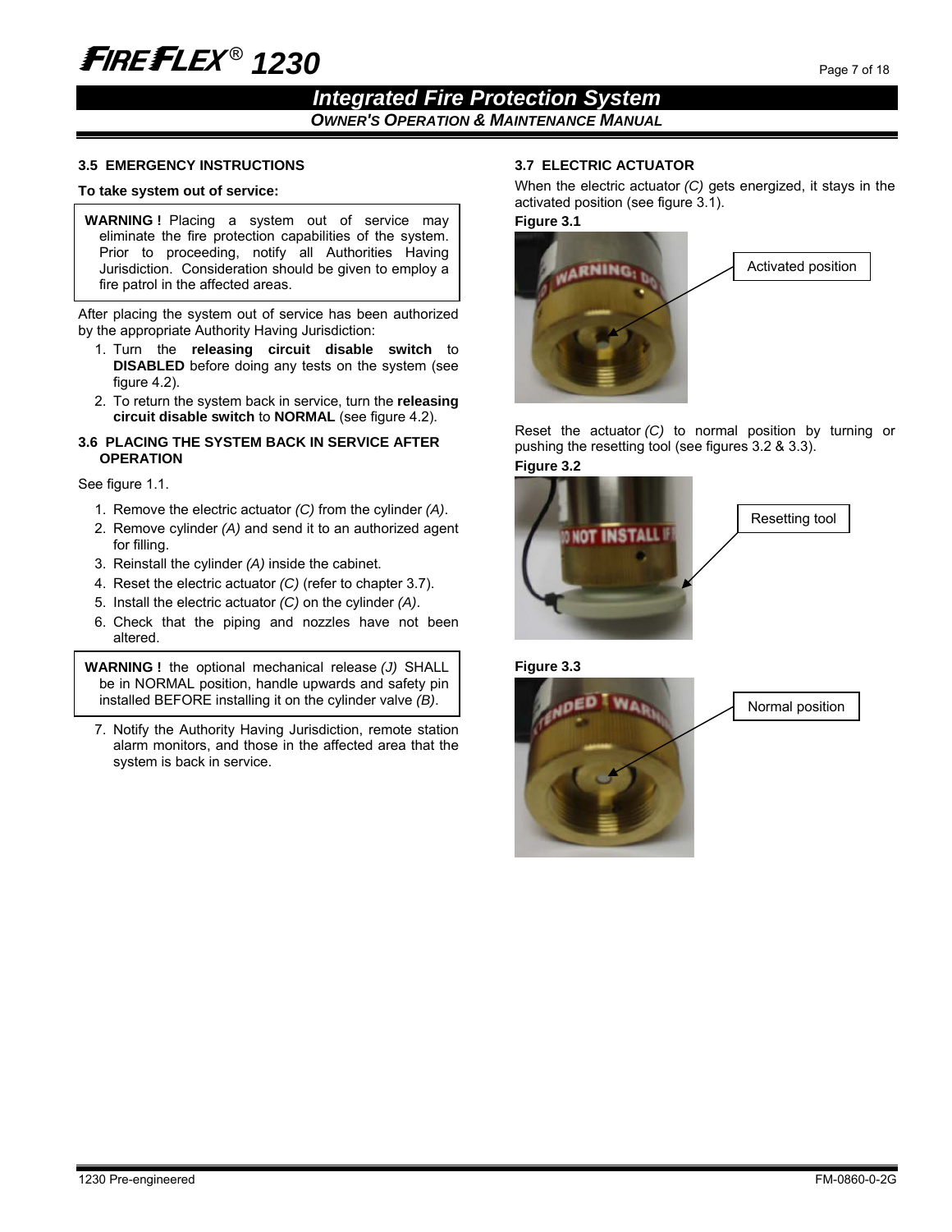### 3.5 EMERGENCY INSTRUCTIONS

**To take system out of service:**

> **WARNING !** Placing a system out of service may eliminate the fire protection capabilities of the system. Prior to proceeding, notify all Authorities Having Jurisdiction. Consideration should be given to employ a fire patrol in the affected areas.

After placing the system out of service has been authorized by the appropriate Authority Having Jurisdiction:

1. Turn the **releasing circuit disable switch** to **DISABLED** before doing any tests on the system (see figure 4.2).
2. To return the system back in service, turn the **releasing circuit disable switch** to **NORMAL** (see figure 4.2).

### 3.6 PLACING THE SYSTEM BACK IN SERVICE AFTER OPERATION

See figure 1.1.

1. Remove the electric actuator *(C)* from the cylinder *(A)*.
2. Remove cylinder *(A)* and send it to an authorized agent for filling.
3. Reinstall the cylinder *(A)* inside the cabinet.
4. Reset the electric actuator *(C)* (refer to chapter 3.7).
5. Install the electric actuator *(C)* on the cylinder *(A)*.
6. Check that the piping and nozzles have not been altered.

> **WARNING !** the optional mechanical release *(J)* SHALL be in NORMAL position, handle upwards and safety pin installed BEFORE installing it on the cylinder valve *(B)*.

7. Notify the Authority Having Jurisdiction, remote station alarm monitors, and those in the affected area that the system is back in service.

### 3.7 ELECTRIC ACTUATOR

When the electric actuator *(C)* gets energized, it stays in the activated position (see figure 3.1).

**Figure 3.1**

Activated position

Reset the actuator *(C)* to normal position by turning or pushing the resetting tool (see figures 3.2 & 3.3).

**Figure 3.2**

Resetting tool

**Figure 3.3**

Normal position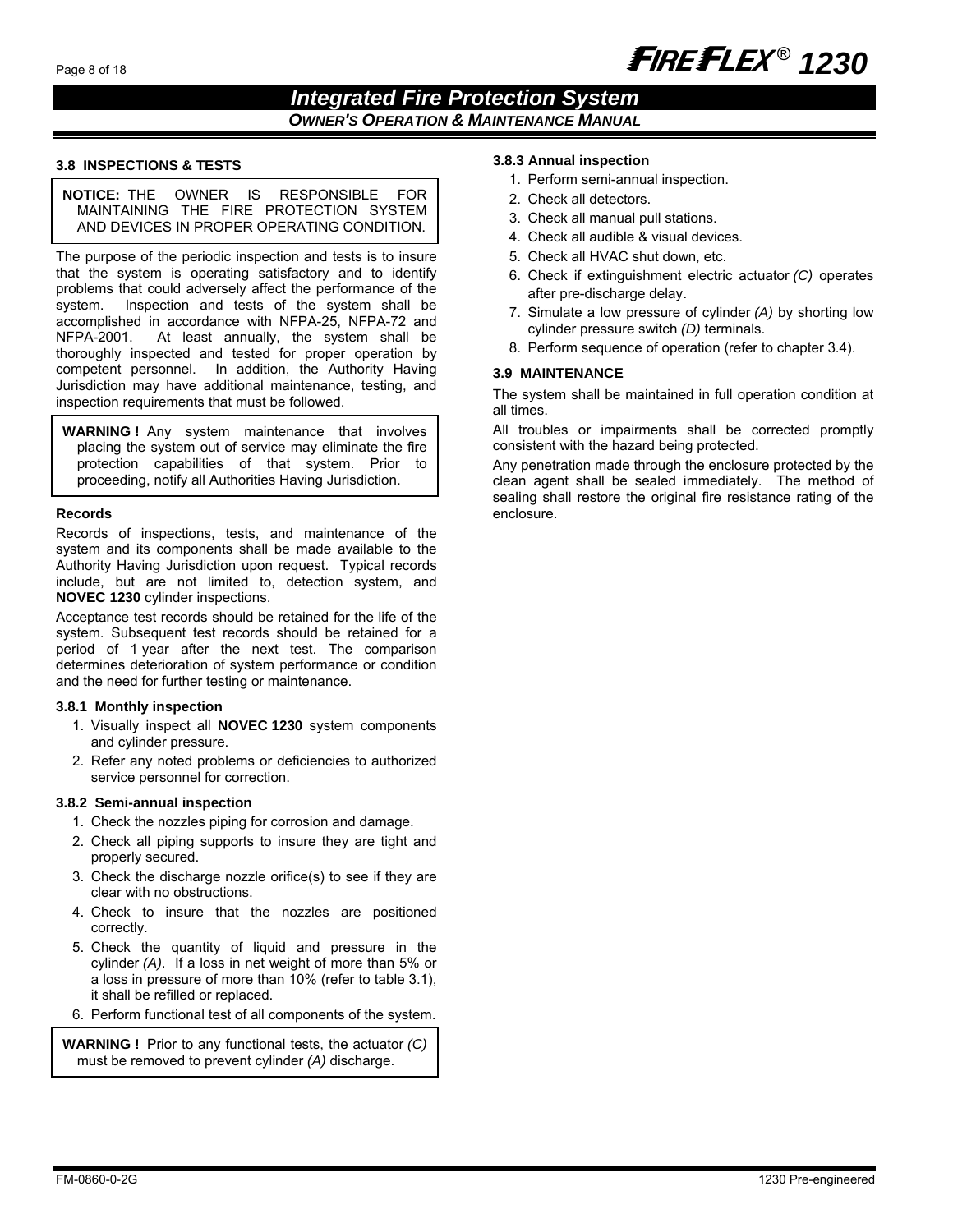### 3.8 INSPECTIONS & TESTS

**NOTICE:** THE OWNER IS RESPONSIBLE FOR MAINTAINING THE FIRE PROTECTION SYSTEM AND DEVICES IN PROPER OPERATING CONDITION.

The purpose of the periodic inspection and tests is to insure that the system is operating satisfactory and to identify problems that could adversely affect the performance of the system. Inspection and tests of the system shall be accomplished in accordance with NFPA-25, NFPA-72 and NFPA-2001. At least annually, the system shall be thoroughly inspected and tested for proper operation by competent personnel. In addition, the Authority Having Jurisdiction may have additional maintenance, testing, and inspection requirements that must be followed.

**WARNING !** Any system maintenance that involves placing the system out of service may eliminate the fire protection capabilities of that system. Prior to proceeding, notify all Authorities Having Jurisdiction.

#### Records

Records of inspections, tests, and maintenance of the system and its components shall be made available to the Authority Having Jurisdiction upon request. Typical records include, but are not limited to, detection system, and **NOVEC 1230** cylinder inspections.

Acceptance test records should be retained for the life of the system. Subsequent test records should be retained for a period of 1 year after the next test. The comparison determines deterioration of system performance or condition and the need for further testing or maintenance.

#### 3.8.1 Monthly inspection

1. Visually inspect all **NOVEC 1230** system components and cylinder pressure.
2. Refer any noted problems or deficiencies to authorized service personnel for correction.

#### 3.8.2 Semi-annual inspection

1. Check the nozzles piping for corrosion and damage.
2. Check all piping supports to insure they are tight and properly secured.
3. Check the discharge nozzle orifice(s) to see if they are clear with no obstructions.
4. Check to insure that the nozzles are positioned correctly.
5. Check the quantity of liquid and pressure in the cylinder *(A)*. If a loss in net weight of more than 5% or a loss in pressure of more than 10% (refer to table 3.1), it shall be refilled or replaced.
6. Perform functional test of all components of the system.

**WARNING !** Prior to any functional tests, the actuator *(C)* must be removed to prevent cylinder *(A)* discharge.

#### 3.8.3 Annual inspection

1. Perform semi-annual inspection.
2. Check all detectors.
3. Check all manual pull stations.
4. Check all audible & visual devices.
5. Check all HVAC shut down, etc.
6. Check if extinguishment electric actuator *(C)* operates after pre-discharge delay.
7. Simulate a low pressure of cylinder *(A)* by shorting low cylinder pressure switch *(D)* terminals.
8. Perform sequence of operation (refer to chapter 3.4).

### 3.9 MAINTENANCE

The system shall be maintained in full operation condition at all times.

All troubles or impairments shall be corrected promptly consistent with the hazard being protected.

Any penetration made through the enclosure protected by the clean agent shall be sealed immediately. The method of sealing shall restore the original fire resistance rating of the enclosure.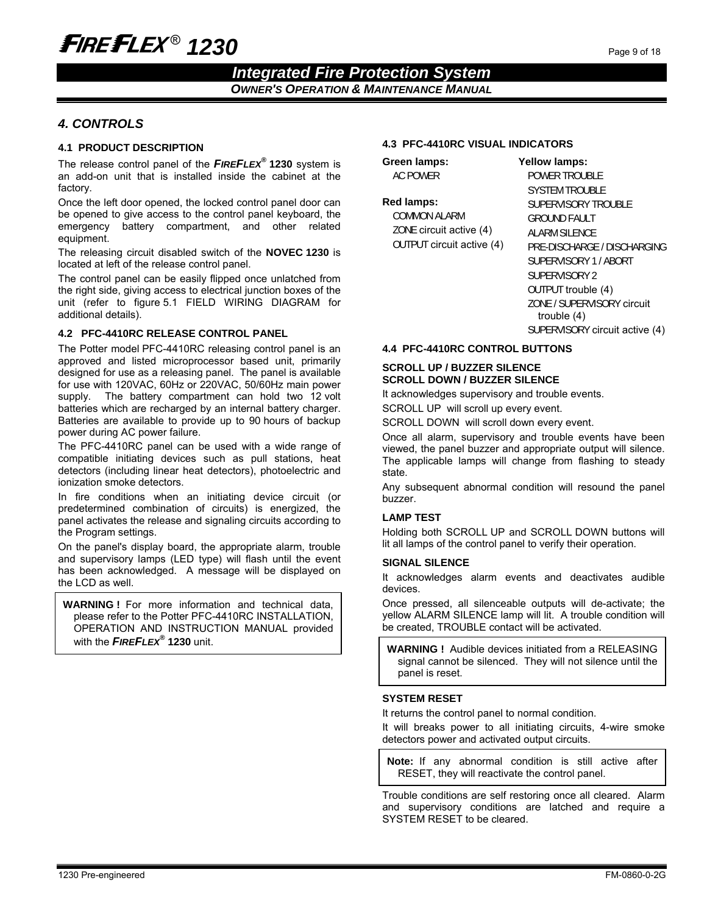## 4. CONTROLS

### 4.1 PRODUCT DESCRIPTION

The release control panel of the ***FIREFLEX***® **1230** system is an add-on unit that is installed inside the cabinet at the factory.

Once the left door opened, the locked control panel door can be opened to give access to the control panel keyboard, the emergency battery compartment, and other related equipment.

The releasing circuit disabled switch of the **NOVEC 1230** is located at left of the release control panel.

The control panel can be easily flipped once unlatched from the right side, giving access to electrical junction boxes of the unit (refer to figure 5.1 FIELD WIRING DIAGRAM for additional details).

### 4.2 PFC-4410RC RELEASE CONTROL PANEL

The Potter model PFC-4410RC releasing control panel is an approved and listed microprocessor based unit, primarily designed for use as a releasing panel. The panel is available for use with 120VAC, 60Hz or 220VAC, 50/60Hz main power supply. The battery compartment can hold two 12 volt batteries which are recharged by an internal battery charger. Batteries are available to provide up to 90 hours of backup power during AC power failure.

The PFC-4410RC panel can be used with a wide range of compatible initiating devices such as pull stations, heat detectors (including linear heat detectors), photoelectric and ionization smoke detectors.

In fire conditions when an initiating device circuit (or predetermined combination of circuits) is energized, the panel activates the release and signaling circuits according to the Program settings.

On the panel's display board, the appropriate alarm, trouble and supervisory lamps (LED type) will flash until the event has been acknowledged. A message will be displayed on the LCD as well.

> **WARNING !** For more information and technical data, please refer to the Potter PFC-4410RC INSTALLATION, OPERATION AND INSTRUCTION MANUAL provided with the ***FIREFLEX***® **1230** unit.

### 4.3 PFC-4410RC VISUAL INDICATORS

**Green lamps:**
- AC POWER

**Red lamps:**
- COMMON ALARM
- ZONE circuit active (4)
- OUTPUT circuit active (4)

**Yellow lamps:**
- POWER TROUBLE
- SYSTEM TROUBLE
- SUPERVISORY TROUBLE
- GROUND FAULT
- ALARM SILENCE
- PRE-DISCHARGE / DISCHARGING
- SUPERVISORY 1 / ABORT
- SUPERVISORY 2
- OUTPUT trouble (4)
- ZONE / SUPERVISORY circuit trouble (4)
- SUPERVISORY circuit active (4)

### 4.4 PFC-4410RC CONTROL BUTTONS

**SCROLL UP / BUZZER SILENCE**
**SCROLL DOWN / BUZZER SILENCE**

It acknowledges supervisory and trouble events.

SCROLL UP will scroll up every event.

SCROLL DOWN will scroll down every event.

Once all alarm, supervisory and trouble events have been viewed, the panel buzzer and appropriate output will silence. The applicable lamps will change from flashing to steady state.

Any subsequent abnormal condition will resound the panel buzzer.

**LAMP TEST**

Holding both SCROLL UP and SCROLL DOWN buttons will lit all lamps of the control panel to verify their operation.

**SIGNAL SILENCE**

It acknowledges alarm events and deactivates audible devices.

Once pressed, all silenceable outputs will de-activate; the yellow ALARM SILENCE lamp will lit. A trouble condition will be created, TROUBLE contact will be activated.

> **WARNING !** Audible devices initiated from a RELEASING signal cannot be silenced. They will not silence until the panel is reset.

**SYSTEM RESET**

It returns the control panel to normal condition.

It will breaks power to all initiating circuits, 4-wire smoke detectors power and activated output circuits.

> **Note:** If any abnormal condition is still active after RESET, they will reactivate the control panel.

Trouble conditions are self restoring once all cleared. Alarm and supervisory conditions are latched and require a SYSTEM RESET to be cleared.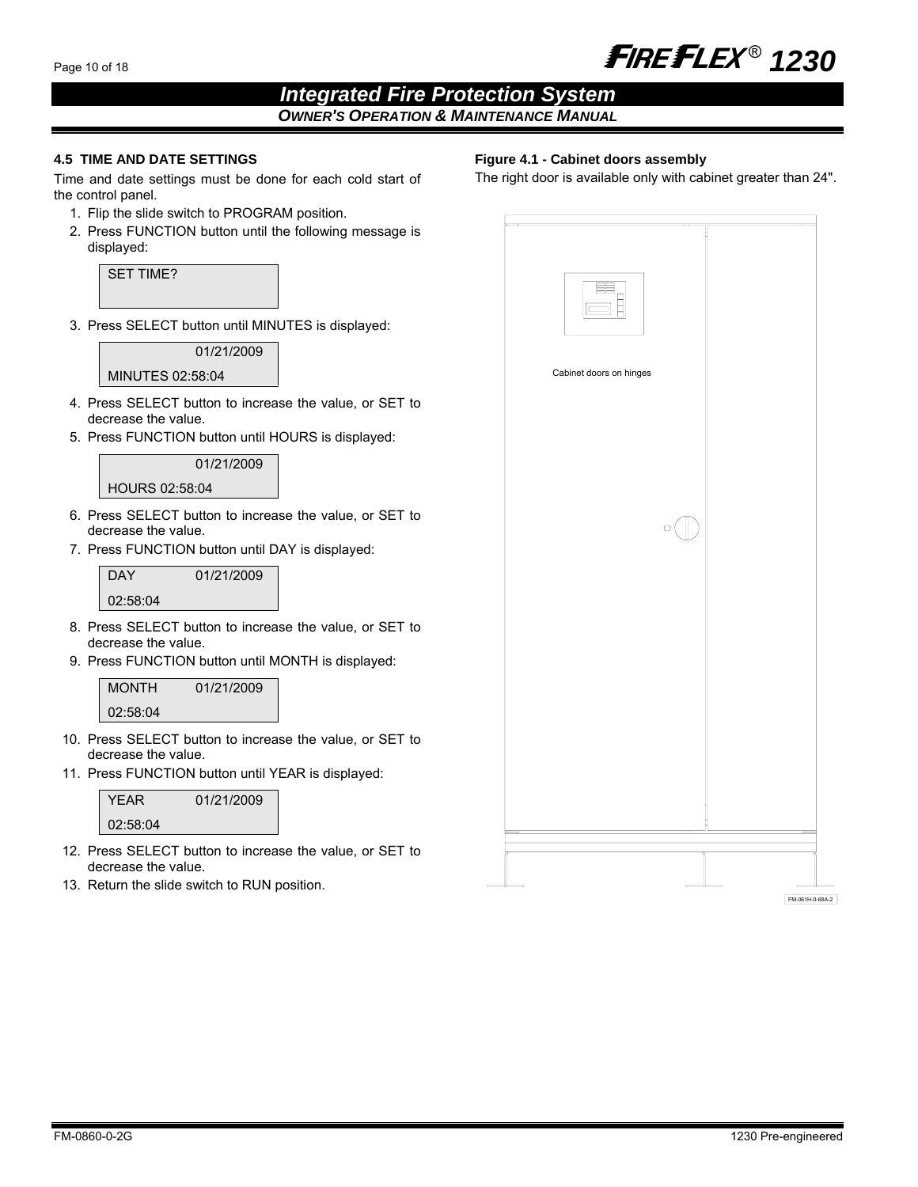### 4.5 TIME AND DATE SETTINGS

Time and date settings must be done for each cold start of the control panel.

1. Flip the slide switch to PROGRAM position.
2. Press FUNCTION button until the following message is displayed:

```
SET TIME?
```

3. Press SELECT button until MINUTES is displayed:

```
            01/21/2009
MINUTES 02:58:04
```

4. Press SELECT button to increase the value, or SET to decrease the value.
5. Press FUNCTION button until HOURS is displayed:

```
            01/21/2009
HOURS 02:58:04
```

6. Press SELECT button to increase the value, or SET to decrease the value.
7. Press FUNCTION button until DAY is displayed:

```
DAY         01/21/2009
02:58:04
```

8. Press SELECT button to increase the value, or SET to decrease the value.
9. Press FUNCTION button until MONTH is displayed:

```
MONTH       01/21/2009
02:58:04
```

10. Press SELECT button to increase the value, or SET to decrease the value.
11. Press FUNCTION button until YEAR is displayed:

```
YEAR        01/21/2009
02:58:04
```

12. Press SELECT button to increase the value, or SET to decrease the value.
13. Return the slide switch to RUN position.

**Figure 4.1 - Cabinet doors assembly**

The right door is available only with cabinet greater than 24".

Cabinet doors on hinges

FM-061H-0-68A-2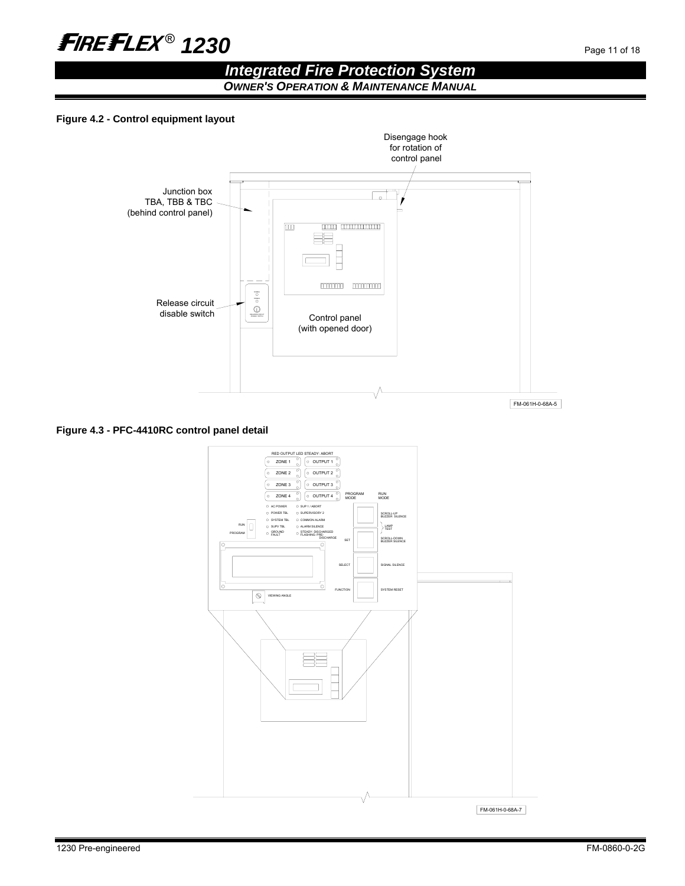**Figure 4.2 - Control equipment layout**

Disengage hook for rotation of control panel

Junction box TBA, TBB & TBC (behind control panel)

Release circuit disable switch

Control panel (with opened door)

FM-061H-0-68A-5

**Figure 4.3 - PFC-4410RC control panel detail**

RED OUTPUT LED STEADY: ABORT

ZONE 1 OUTPUT 1
ZONE 2 OUTPUT 2
ZONE 3 OUTPUT 3
ZONE 4 OUTPUT 4

PROGRAM MODE RUN MODE

AC POWER, SUP 1 / ABORT, POWER TBL, SUPERVISORY 2, SYSTEM TBL, COMMON ALARM, SUPV TBL, ALARM SILENCE, GROUND FAULT, STEADY: DISCHARGED FLASHING: PRE-DISCHARGE

RUN / PROGRAM

SCROLL-UP BUZZER SILENCE, LAMP TEST, SET, SCROLL-DOWN BUZZER SILENCE, SELECT, SIGNAL SILENCE, FUNCTION, SYSTEM RESET

VIEWING ANGLE

FM-061H-0-68A-7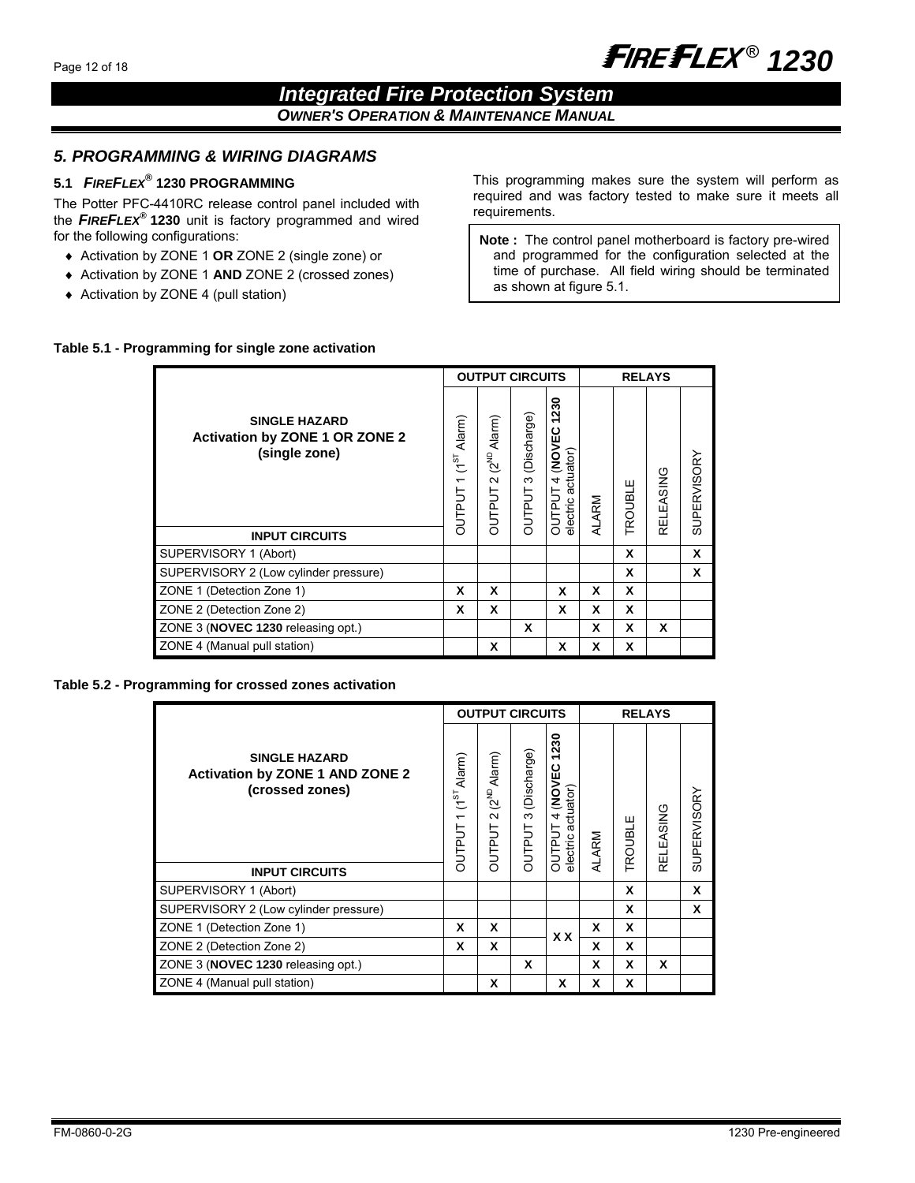## 5. PROGRAMMING & WIRING DIAGRAMS

### 5.1 *FIREFLEX*® 1230 PROGRAMMING

The Potter PFC-4410RC release control panel included with the ***FIREFLEX*® 1230** unit is factory programmed and wired for the following configurations:

- Activation by ZONE 1 **OR** ZONE 2 (single zone) or
- Activation by ZONE 1 **AND** ZONE 2 (crossed zones)
- Activation by ZONE 4 (pull station)

This programming makes sure the system will perform as required and was factory tested to make sure it meets all requirements.

> **Note :** The control panel motherboard is factory pre-wired and programmed for the configuration selected at the time of purchase. All field wiring should be terminated as shown at figure 5.1.

**Table 5.1 - Programming for single zone activation**

| SINGLE HAZARD Activation by ZONE 1 OR ZONE 2 (single zone) | OUTPUT CIRCUITS | | | | RELAYS | | | |
|---|---|---|---|---|---|---|---|---|
| INPUT CIRCUITS | OUTPUT 1 (1ST Alarm) | OUTPUT 2 (2ND Alarm) | OUTPUT 3 (Discharge) | OUTPUT 4 (**NOVEC 1230** electric actuator) | ALARM | TROUBLE | RELEASING | SUPERVISORY |
| SUPERVISORY 1 (Abort) | | | | | | X | | X |
| SUPERVISORY 2 (Low cylinder pressure) | | | | | | X | | X |
| ZONE 1 (Detection Zone 1) | X | X | | X | X | X | | |
| ZONE 2 (Detection Zone 2) | X | X | | X | X | X | | |
| ZONE 3 (**NOVEC 1230** releasing opt.) | | | X | | X | X | X | |
| ZONE 4 (Manual pull station) | | X | | X | X | X | | |

**Table 5.2 - Programming for crossed zones activation**

| SINGLE HAZARD Activation by ZONE 1 AND ZONE 2 (crossed zones) | OUTPUT CIRCUITS | | | | RELAYS | | | |
|---|---|---|---|---|---|---|---|---|
| INPUT CIRCUITS | OUTPUT 1 (1ST Alarm) | OUTPUT 2 (2ND Alarm) | OUTPUT 3 (Discharge) | OUTPUT 4 (**NOVEC 1230** electric actuator) | ALARM | TROUBLE | RELEASING | SUPERVISORY |
| SUPERVISORY 1 (Abort) | | | | | | X | | X |
| SUPERVISORY 2 (Low cylinder pressure) | | | | | | X | | X |
| ZONE 1 (Detection Zone 1) | X | X | | X X | X | X | | |
| ZONE 2 (Detection Zone 2) | X | X | | | X | X | | |
| ZONE 3 (**NOVEC 1230** releasing opt.) | | | X | | X | X | X | |
| ZONE 4 (Manual pull station) | | X | | X | X | X | | |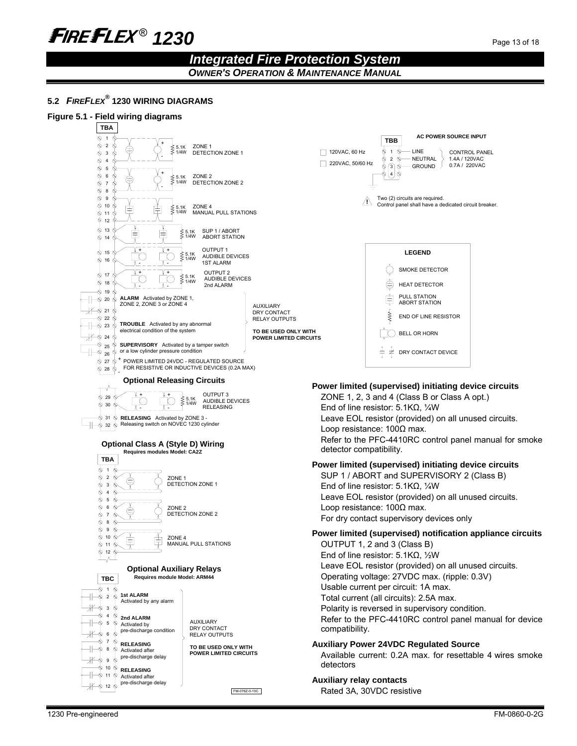## 5.2 *FIREFLEX®* 1230 WIRING DIAGRAMS

**Figure 5.1 - Field wiring diagrams**

**TBA**

- 1–4: ZONE 1 DETECTION ZONE 1 (5.1K 1/4W)
- 5–8: ZONE 2 DETECTION ZONE 2 (5.1K 1/4W)
- 9–12: ZONE 4 MANUAL PULL STATIONS (5.1K 1/4W)
- 13–14: SUP 1 / ABORT ABORT STATION (5.1K 1/4W)
- 15–16: OUTPUT 1 AUDIBLE DEVICES 1ST ALARM (5.1K 1/4W)
- 17–18: OUTPUT 2 AUDIBLE DEVICES 2nd ALARM (5.1K 1/4W)
- 19–21: **ALARM** Activated by ZONE 1, ZONE 2, ZONE 3 or ZONE 4
- 22–24: **TROUBLE** Activated by any abnormal electrical condition of the system
- 25–26: **SUPERVISORY** Activated by a tamper switch or a low cylinder pressure condition
- 27 (+) / 28 (-): POWER LIMITED 24VDC - REGULATED SOURCE FOR RESISTIVE OR INDUCTIVE DEVICES (0.2A MAX)

AUXILIARY DRY CONTACT RELAY OUTPUTS

**TO BE USED ONLY WITH POWER LIMITED CIRCUITS**

**Optional Releasing Circuits**

- 29–30: OUTPUT 3 AUDIBLE DEVICES RELEASING (5.1K 1/4W)
- 31–32: **RELEASING** Activated by ZONE 3 - Releasing switch on NOVEC 1230 cylinder

**Optional Class A (Style D) Wiring**

**Requires modules Model: CA2Z**

**TBA**

- 1–4: ZONE 1 DETECTION ZONE 1
- 5–8: ZONE 2 DETECTION ZONE 2
- 9–12: ZONE 4 MANUAL PULL STATIONS

**Optional Auxiliary Relays**

**Requires module Model: ARM44**

**TBC**

- 1–3: **1st ALARM** Activated by any alarm
- 4–6: **2nd ALARM** Activated by pre-discharge condition
- 7–9: **RELEASING** Activated after pre-discharge delay
- 10–12: **RELEASING** Activated after pre-discharge delay

AUXILIARY DRY CONTACT RELAY OUTPUTS

**TO BE USED ONLY WITH POWER LIMITED CIRCUITS**

FM-076Z-0-10C

**AC POWER SOURCE INPUT**

**TBB**

- ☐ 120VAC, 60 Hz
- ☐ 220VAC, 50/60 Hz

| TBB | | |
|---|---|---|
| 1 | LINE | CONTROL PANEL 1.4A / 120VAC 0.7A / 220VAC |
| 2 | NEUTRAL | |
| 3 | GROUND | |
| 4 | | |

⚠ Two (2) circuits are required. Control panel shall have a dedicated circuit breaker.

**LEGEND**

- SMOKE DETECTOR
- HEAT DETECTOR
- PULL STATION ABORT STATION
- END OF LINE RESISTOR
- BELL OR HORN
- DRY CONTACT DEVICE

**Power limited (supervised) initiating device circuits**

ZONE 1, 2, 3 and 4 (Class B or Class A opt.)
End of line resistor: 5.1KΩ, ¼W
Leave EOL resistor (provided) on all unused circuits.
Loop resistance: 100Ω max.
Refer to the PFC-4410RC control panel manual for smoke detector compatibility.

**Power limited (supervised) initiating device circuits**

SUP 1 / ABORT and SUPERVISORY 2 (Class B)
End of line resistor: 5.1KΩ, ¼W
Leave EOL resistor (provided) on all unused circuits.
Loop resistance: 100Ω max.
For dry contact supervisory devices only

**Power limited (supervised) notification appliance circuits**

OUTPUT 1, 2 and 3 (Class B)
End of line resistor: 5.1KΩ, ½W
Leave EOL resistor (provided) on all unused circuits.
Operating voltage: 27VDC max. (ripple: 0.3V)
Usable current per circuit: 1A max.
Total current (all circuits): 2.5A max.
Polarity is reversed in supervisory condition.
Refer to the PFC-4410RC control panel manual for device compatibility.

**Auxiliary Power 24VDC Regulated Source**

Available current: 0.2A max. for resettable 4 wires smoke detectors

**Auxiliary relay contacts**

Rated 3A, 30VDC resistive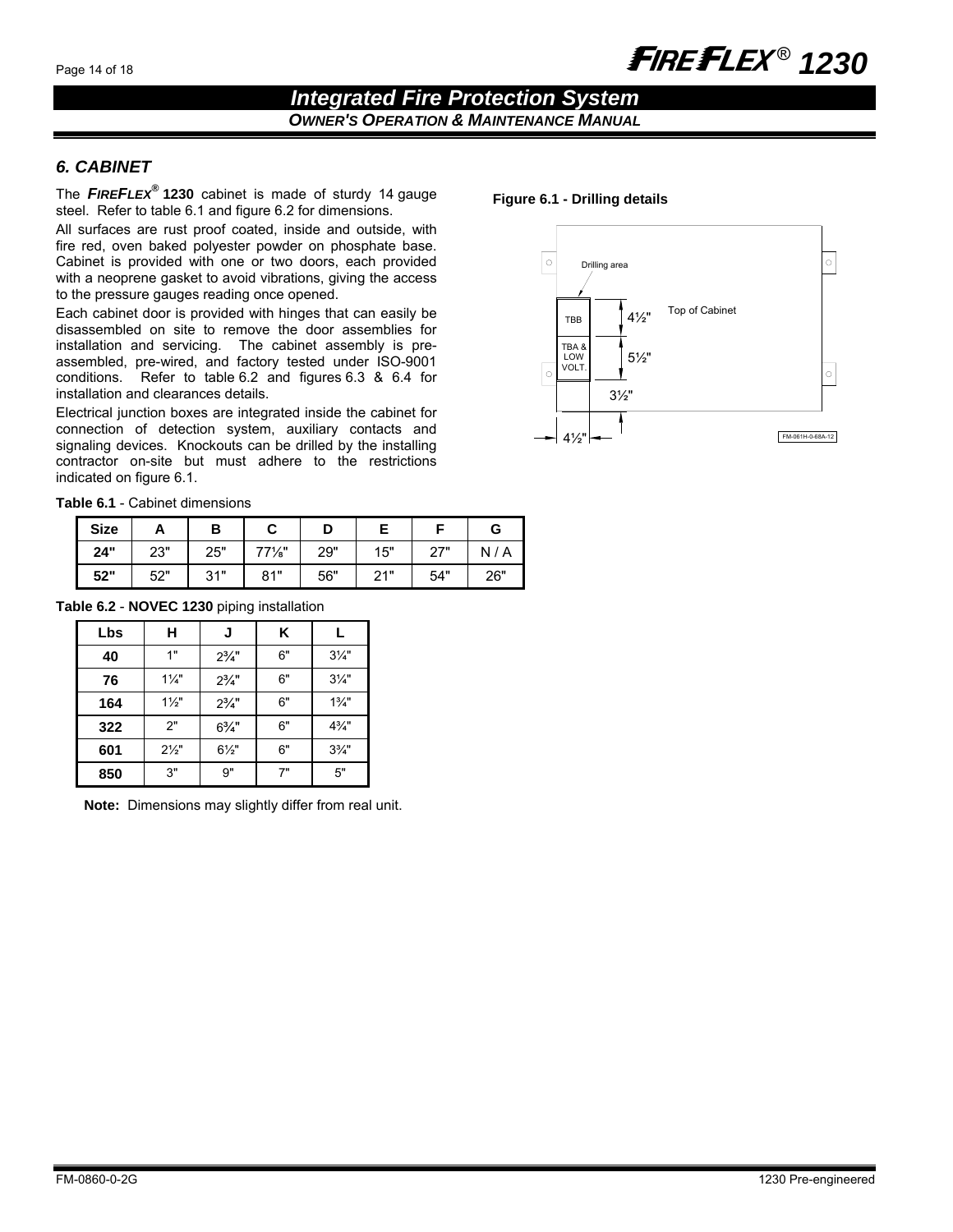## 6. CABINET

The ***FIREFLEX®*** **1230** cabinet is made of sturdy 14 gauge steel. Refer to table 6.1 and figure 6.2 for dimensions.

All surfaces are rust proof coated, inside and outside, with fire red, oven baked polyester powder on phosphate base. Cabinet is provided with one or two doors, each provided with a neoprene gasket to avoid vibrations, giving the access to the pressure gauges reading once opened.

Each cabinet door is provided with hinges that can easily be disassembled on site to remove the door assemblies for installation and servicing. The cabinet assembly is pre-assembled, pre-wired, and factory tested under ISO-9001 conditions. Refer to table 6.2 and figures 6.3 & 6.4 for installation and clearances details.

Electrical junction boxes are integrated inside the cabinet for connection of detection system, auxiliary contacts and signaling devices. Knockouts can be drilled by the installing contractor on-site but must adhere to the restrictions indicated on figure 6.1.

**Table 6.1** - Cabinet dimensions

| Size | A | B | C | D | E | F | G |
|---|---|---|---|---|---|---|---|
| **24"** | 23" | 25" | 77⅛" | 29" | 15" | 27" | N / A |
| **52"** | 52" | 31" | 81" | 56" | 21" | 54" | 26" |

**Table 6.2** - **NOVEC 1230** piping installation

| Lbs | H | J | K | L |
|---|---|---|---|---|
| **40** | 1" | 2¾" | 6" | 3¼" |
| **76** | 1¼" | 2¾" | 6" | 3¼" |
| **164** | 1½" | 2¾" | 6" | 1¾" |
| **322** | 2" | 6¾" | 6" | 4¾" |
| **601** | 2½" | 6½" | 6" | 3¾" |
| **850** | 3" | 9" | 7" | 5" |

**Note:** Dimensions may slightly differ from real unit.

**Figure 6.1 - Drilling details**

Drilling area

TBB

TBA & LOW VOLT.

4½"

5½"

3½"

4½"

Top of Cabinet

FM-061H-0-68A-12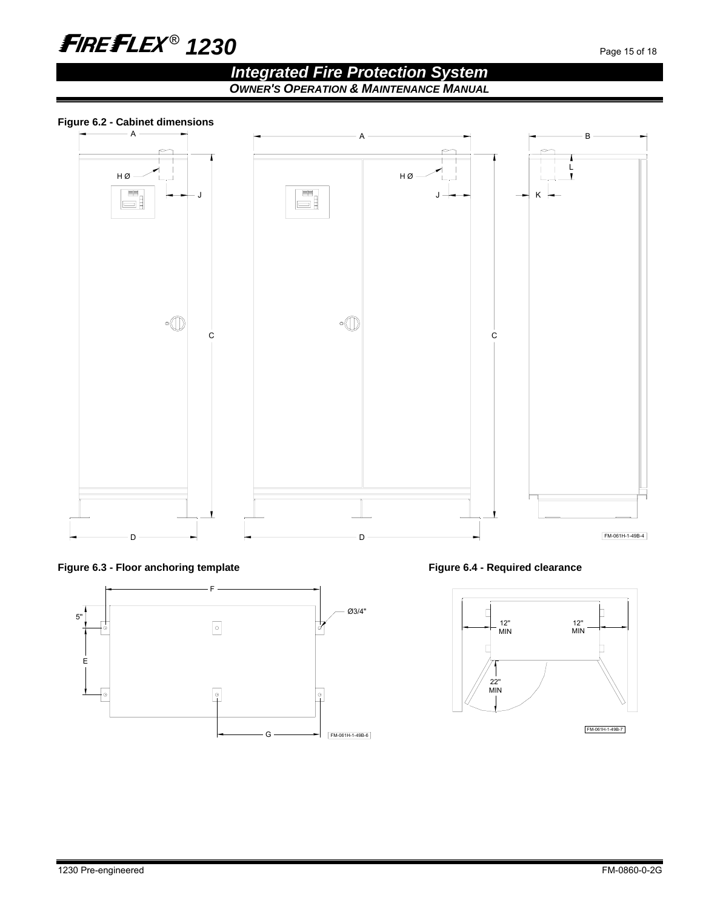Figure 6.2 - Cabinet dimensions

A

H Ø

J

C

D

A

H Ø

J

C

D

B

L

K

FM-061H-1-49B-4

Figure 6.3 - Floor anchoring template

F

5"

Ø3/4"

E

G

FM-061H-1-49B-6

Figure 6.4 - Required clearance

12" MIN

12" MIN

22" MIN

FM-061H-1-49B-7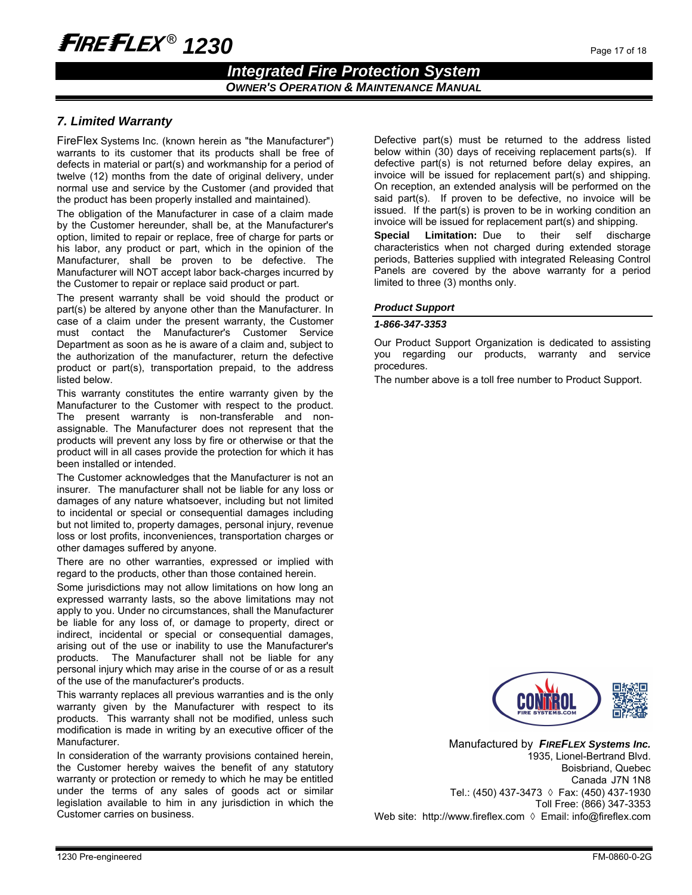## 7. Limited Warranty

FireFlex Systems Inc. (known herein as "the Manufacturer") warrants to its customer that its products shall be free of defects in material or part(s) and workmanship for a period of twelve (12) months from the date of original delivery, under normal use and service by the Customer (and provided that the product has been properly installed and maintained).

The obligation of the Manufacturer in case of a claim made by the Customer hereunder, shall be, at the Manufacturer's option, limited to repair or replace, free of charge for parts or his labor, any product or part, which in the opinion of the Manufacturer, shall be proven to be defective. The Manufacturer will NOT accept labor back-charges incurred by the Customer to repair or replace said product or part.

The present warranty shall be void should the product or part(s) be altered by anyone other than the Manufacturer. In case of a claim under the present warranty, the Customer must contact the Manufacturer's Customer Service Department as soon as he is aware of a claim and, subject to the authorization of the manufacturer, return the defective product or part(s), transportation prepaid, to the address listed below.

This warranty constitutes the entire warranty given by the Manufacturer to the Customer with respect to the product. The present warranty is non-transferable and non-assignable. The Manufacturer does not represent that the products will prevent any loss by fire or otherwise or that the product will in all cases provide the protection for which it has been installed or intended.

The Customer acknowledges that the Manufacturer is not an insurer. The manufacturer shall not be liable for any loss or damages of any nature whatsoever, including but not limited to incidental or special or consequential damages including but not limited to, property damages, personal injury, revenue loss or lost profits, inconveniences, transportation charges or other damages suffered by anyone.

There are no other warranties, expressed or implied with regard to the products, other than those contained herein.

Some jurisdictions may not allow limitations on how long an expressed warranty lasts, so the above limitations may not apply to you. Under no circumstances, shall the Manufacturer be liable for any loss of, or damage to property, direct or indirect, incidental or special or consequential damages, arising out of the use or inability to use the Manufacturer's products. The Manufacturer shall not be liable for any personal injury which may arise in the course of or as a result of the use of the manufacturer's products.

This warranty replaces all previous warranties and is the only warranty given by the Manufacturer with respect to its products. This warranty shall not be modified, unless such modification is made in writing by an executive officer of the Manufacturer.

In consideration of the warranty provisions contained herein, the Customer hereby waives the benefit of any statutory warranty or protection or remedy to which he may be entitled under the terms of any sales of goods act or similar legislation available to him in any jurisdiction in which the Customer carries on business.

Defective part(s) must be returned to the address listed below within (30) days of receiving replacement parts(s). If defective part(s) is not returned before delay expires, an invoice will be issued for replacement part(s) and shipping. On reception, an extended analysis will be performed on the said part(s). If proven to be defective, no invoice will be issued. If the part(s) is proven to be in working condition an invoice will be issued for replacement part(s) and shipping.

**Special Limitation:** Due to their self discharge characteristics when not charged during extended storage periods, Batteries supplied with integrated Releasing Control Panels are covered by the above warranty for a period limited to three (3) months only.

### *Product Support*

***1-866-347-3353***

Our Product Support Organization is dedicated to assisting you regarding our products, warranty and service procedures.

The number above is a toll free number to Product Support.

CONTROL
FIRE SYSTEMS.COM

Manufactured by ***FIREFLEX Systems Inc.***
1935, Lionel-Bertrand Blvd.
Boisbriand, Quebec
Canada J7N 1N8
Tel.: (450) 437-3473 ◊ Fax: (450) 437-1930
Toll Free: (866) 347-3353
Web site: http://www.fireflex.com ◊ Email: info@fireflex.com